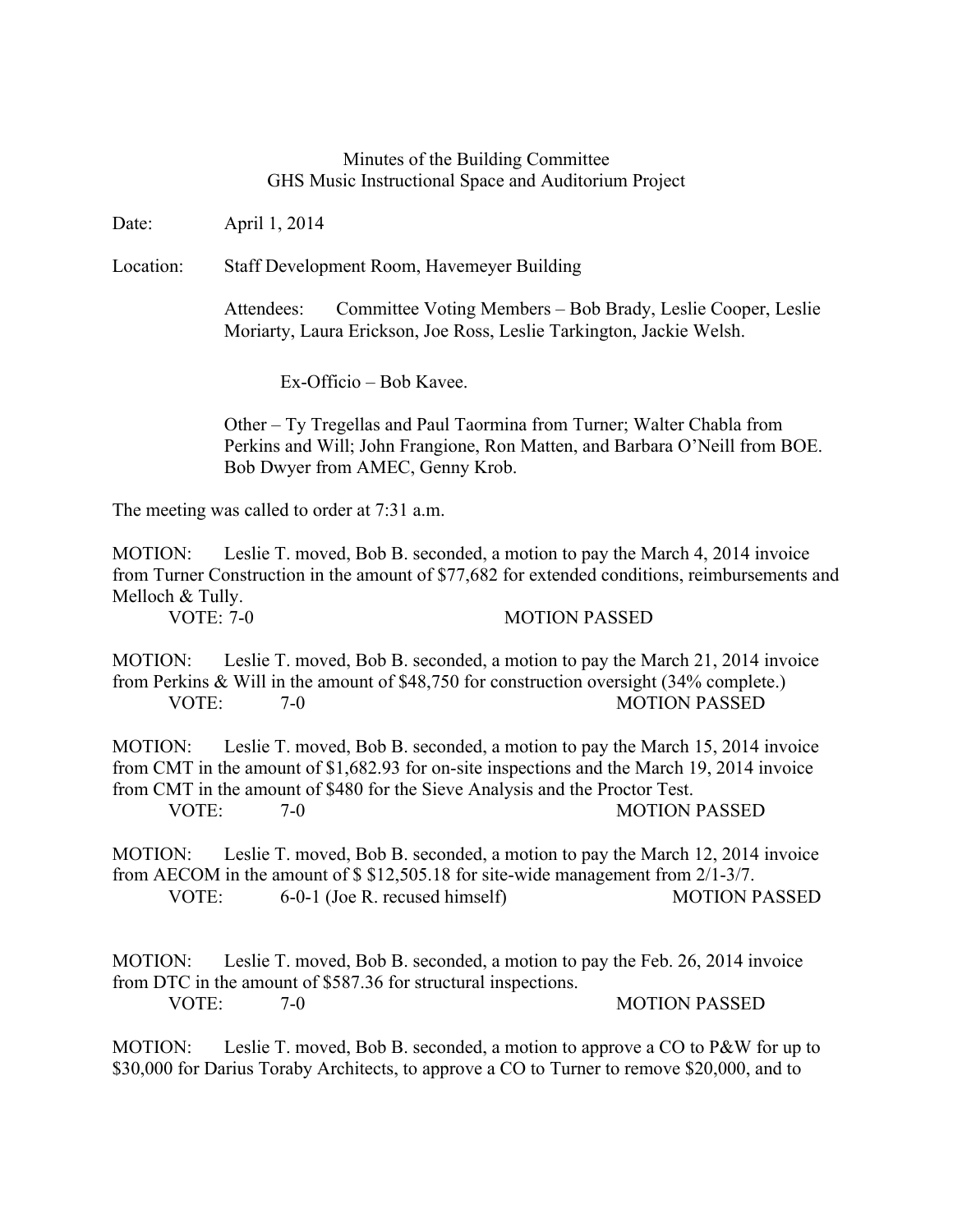Minutes of the Building Committee
GHS Music Instructional Space and Auditorium Project

Date: April 1, 2014

Location: Staff Development Room, Havemeyer Building

Attendees: Committee Voting Members – Bob Brady, Leslie Cooper, Leslie Moriarty, Laura Erickson, Joe Ross, Leslie Tarkington, Jackie Welsh.

Ex-Officio – Bob Kavee.

Other – Ty Tregellas and Paul Taormina from Turner; Walter Chabla from Perkins and Will; John Frangione, Ron Matten, and Barbara O'Neill from BOE. Bob Dwyer from AMEC, Genny Krob.

The meeting was called to order at 7:31 a.m.

MOTION: Leslie T. moved, Bob B. seconded, a motion to pay the March 4, 2014 invoice from Turner Construction in the amount of $77,682 for extended conditions, reimbursements and Melloch & Tully.
VOTE: 7-0 MOTION PASSED

MOTION: Leslie T. moved, Bob B. seconded, a motion to pay the March 21, 2014 invoice from Perkins & Will in the amount of $48,750 for construction oversight (34% complete.)
VOTE: 7-0 MOTION PASSED

MOTION: Leslie T. moved, Bob B. seconded, a motion to pay the March 15, 2014 invoice from CMT in the amount of $1,682.93 for on-site inspections and the March 19, 2014 invoice from CMT in the amount of $480 for the Sieve Analysis and the Proctor Test.
VOTE: 7-0 MOTION PASSED

MOTION: Leslie T. moved, Bob B. seconded, a motion to pay the March 12, 2014 invoice from AECOM in the amount of $ $12,505.18 for site-wide management from 2/1-3/7.
VOTE: 6-0-1 (Joe R. recused himself) MOTION PASSED

MOTION: Leslie T. moved, Bob B. seconded, a motion to pay the Feb. 26, 2014 invoice from DTC in the amount of $587.36 for structural inspections.
VOTE: 7-0 MOTION PASSED

MOTION: Leslie T. moved, Bob B. seconded, a motion to approve a CO to P&W for up to $30,000 for Darius Toraby Architects, to approve a CO to Turner to remove $20,000, and to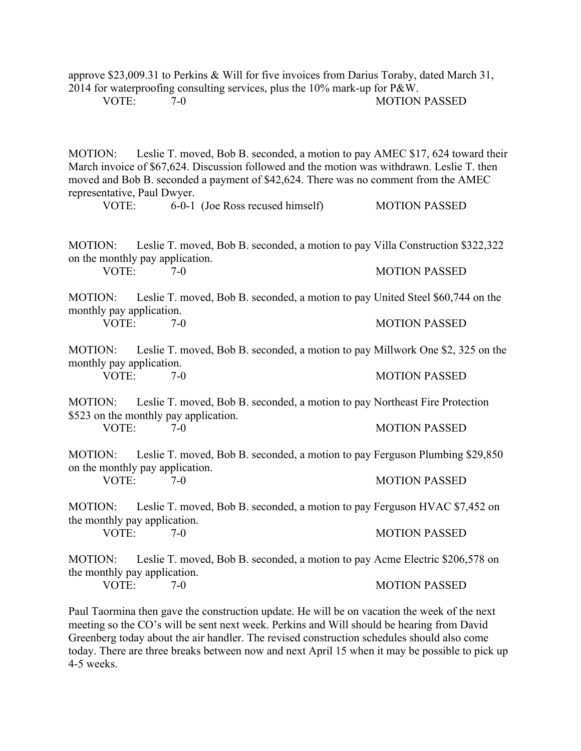approve $23,009.31 to Perkins & Will for five invoices from Darius Toraby, dated March 31, 2014 for waterproofing consulting services, plus the 10% mark-up for P&W.

VOTE: 7-0 MOTION PASSED

MOTION: Leslie T. moved, Bob B. seconded, a motion to pay AMEC $17, 624 toward their March invoice of $67,624. Discussion followed and the motion was withdrawn. Leslie T. then moved and Bob B. seconded a payment of $42,624. There was no comment from the AMEC representative, Paul Dwyer.

VOTE: 6-0-1 (Joe Ross recused himself) MOTION PASSED

MOTION: Leslie T. moved, Bob B. seconded, a motion to pay Villa Construction $322,322 on the monthly pay application.

VOTE: 7-0 MOTION PASSED

MOTION: Leslie T. moved, Bob B. seconded, a motion to pay United Steel $60,744 on the monthly pay application.

VOTE: 7-0 MOTION PASSED

MOTION: Leslie T. moved, Bob B. seconded, a motion to pay Millwork One $2, 325 on the monthly pay application.

VOTE: 7-0 MOTION PASSED

MOTION: Leslie T. moved, Bob B. seconded, a motion to pay Northeast Fire Protection $523 on the monthly pay application.

VOTE: 7-0 MOTION PASSED

MOTION: Leslie T. moved, Bob B. seconded, a motion to pay Ferguson Plumbing $29,850 on the monthly pay application.

VOTE: 7-0 MOTION PASSED

MOTION: Leslie T. moved, Bob B. seconded, a motion to pay Ferguson HVAC $7,452 on the monthly pay application.

VOTE: 7-0 MOTION PASSED

MOTION: Leslie T. moved, Bob B. seconded, a motion to pay Acme Electric $206,578 on the monthly pay application.

VOTE: 7-0 MOTION PASSED

Paul Taormina then gave the construction update. He will be on vacation the week of the next meeting so the CO's will be sent next week. Perkins and Will should be hearing from David Greenberg today about the air handler. The revised construction schedules should also come today. There are three breaks between now and next April 15 when it may be possible to pick up 4-5 weeks.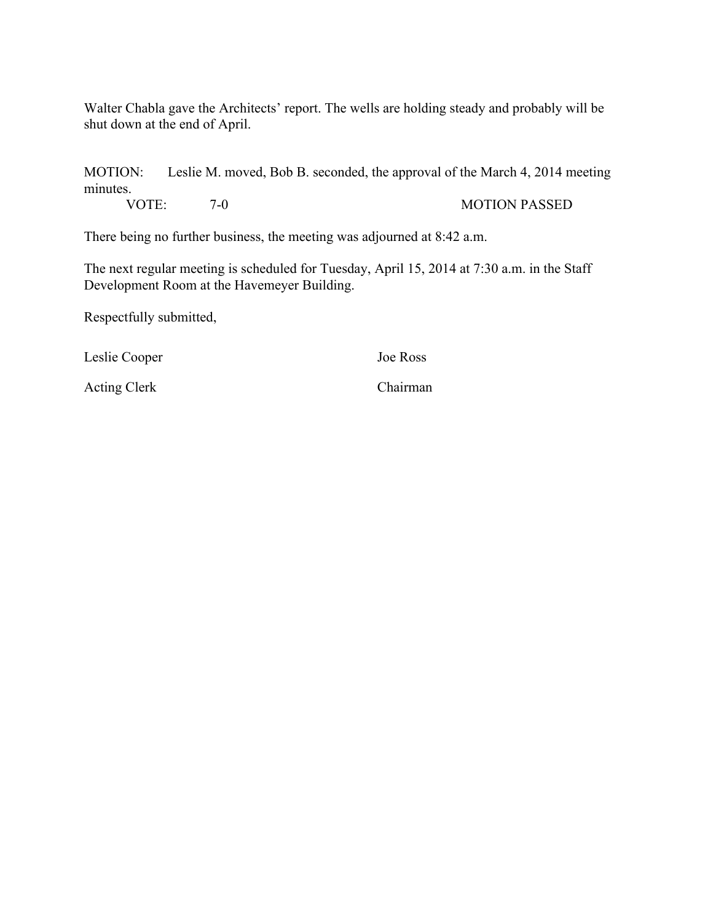Walter Chabla gave the Architects' report. The wells are holding steady and probably will be shut down at the end of April.

MOTION: Leslie M. moved, Bob B. seconded, the approval of the March 4, 2014 meeting minutes.

VOTE: 7-0 MOTION PASSED

There being no further business, the meeting was adjourned at 8:42 a.m.

The next regular meeting is scheduled for Tuesday, April 15, 2014 at 7:30 a.m. in the Staff Development Room at the Havemeyer Building.

Respectfully submitted,

| | |
|---|---|
| Leslie Cooper | Joe Ross |
| Acting Clerk | Chairman |